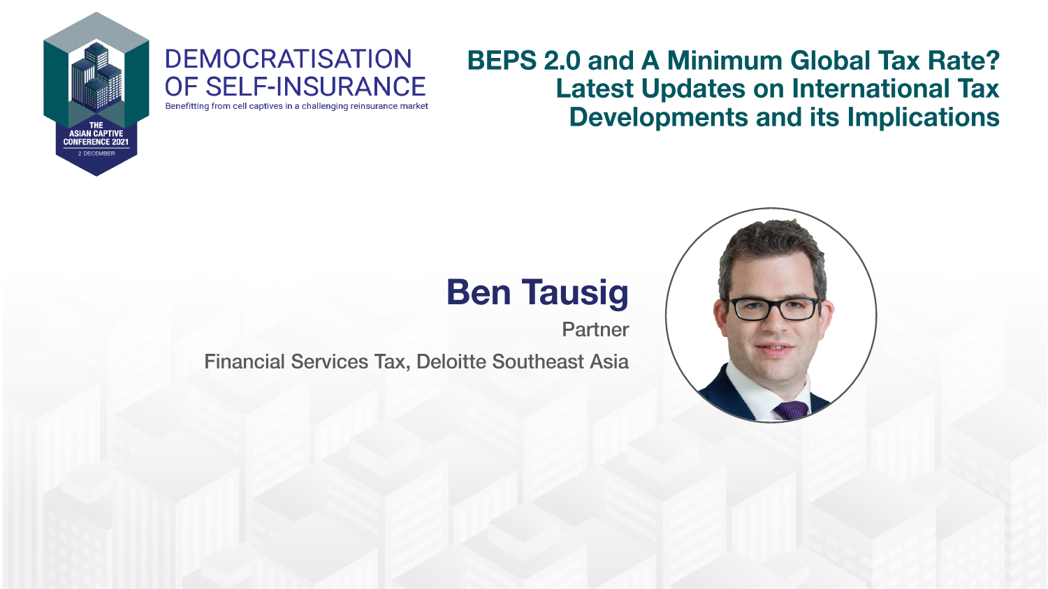THE ASIAN CAPTIVE CONFERENCE 2021

2 DECEMBER

DEMOCRATISATION OF SELF-INSURANCE

Benefitting from cell captives in a challenging reinsurance market

# BEPS 2.0 and A Minimum Global Tax Rate? Latest Updates on International Tax Developments and its Implications

## Ben Tausig

Partner

Financial Services Tax, Deloitte Southeast Asia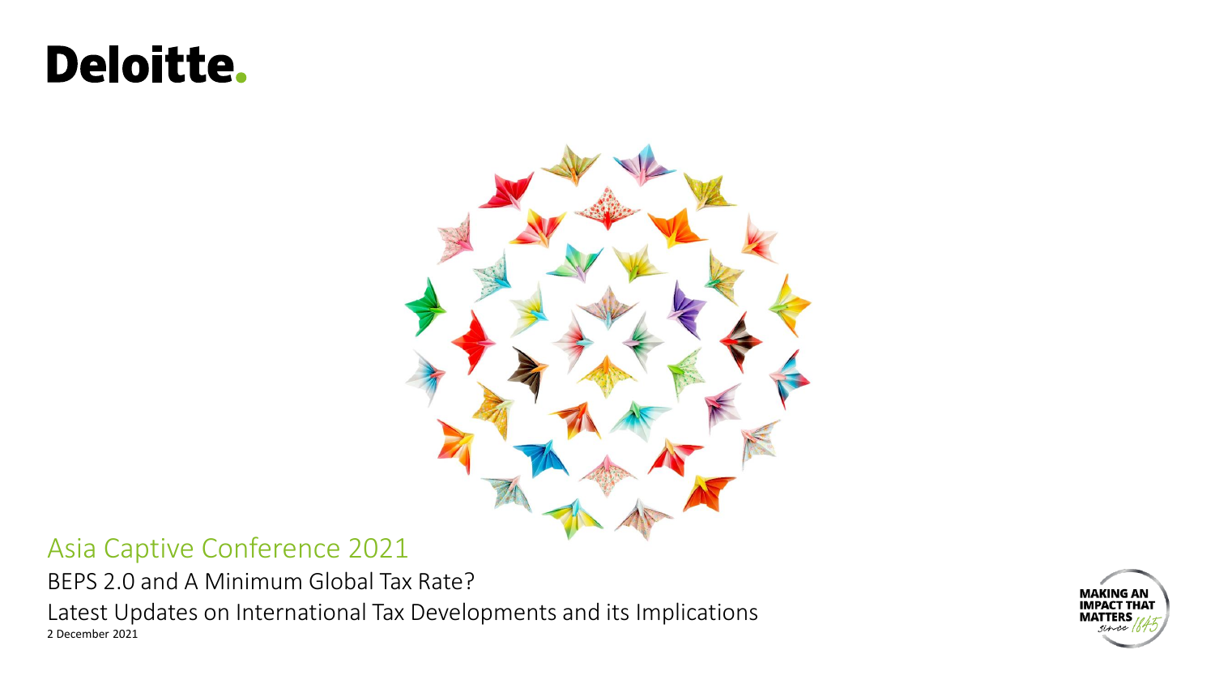Deloitte.

# Asia Captive Conference 2021

BEPS 2.0 and A Minimum Global Tax Rate?

Latest Updates on International Tax Developments and its Implications

2 December 2021

MAKING AN IMPACT THAT MATTERS since 1845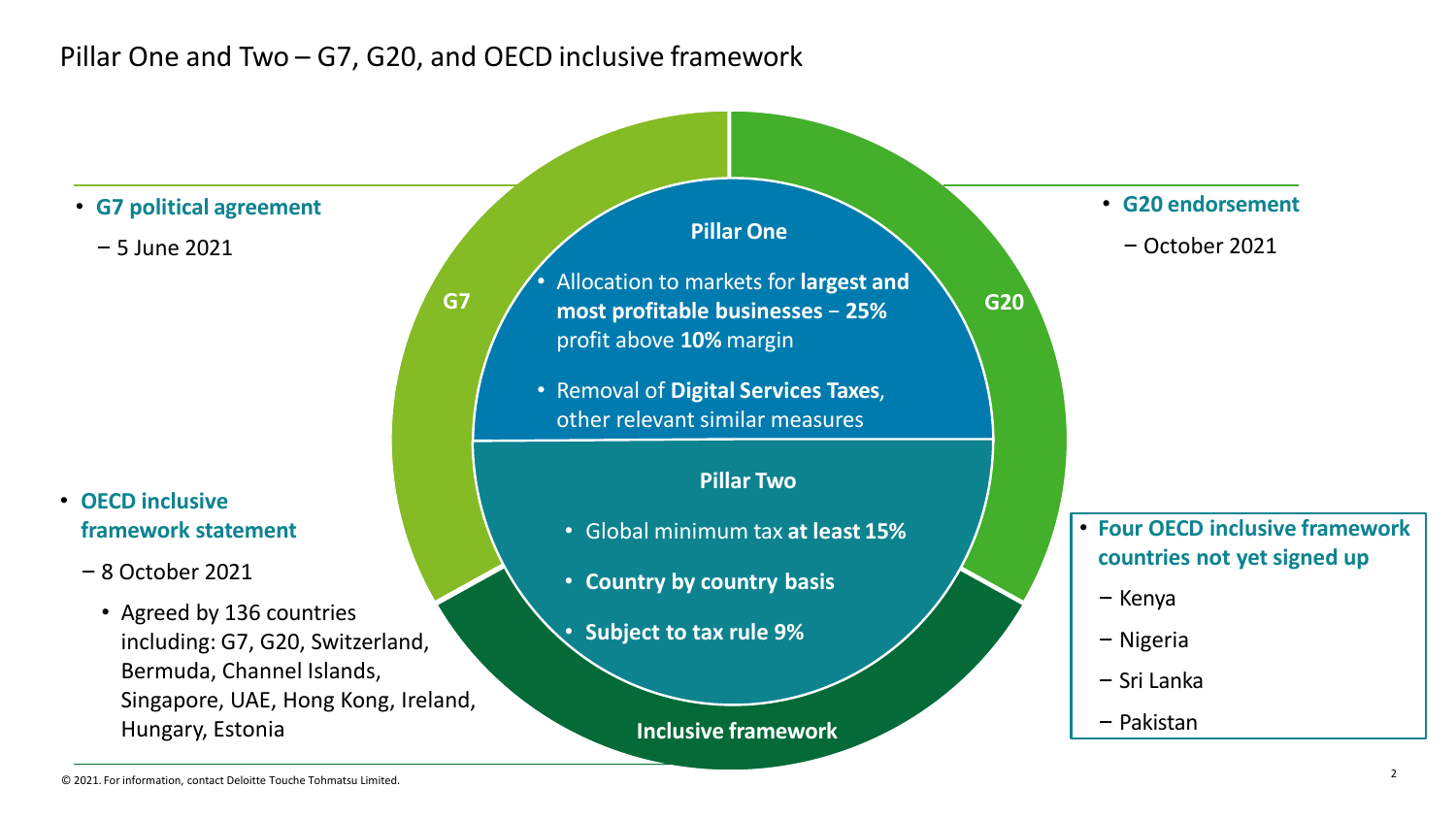# Pillar One and Two – G7, G20, and OECD inclusive framework

- **G7 political agreement**
  - 5 June 2021

- **G20 endorsement**
  - October 2021

- **OECD inclusive framework statement**
  - 8 October 2021
    - Agreed by 136 countries including: G7, G20, Switzerland, Bermuda, Channel Islands, Singapore, UAE, Hong Kong, Ireland, Hungary, Estonia

- **Four OECD inclusive framework countries not yet signed up**
  - Kenya
  - Nigeria
  - Sri Lanka
  - Pakistan

G7

G20

Inclusive framework

**Pillar One**

- Allocation to markets for **largest and most profitable businesses** – **25%** profit above **10%** margin
- Removal of **Digital Services Taxes**, other relevant similar measures

**Pillar Two**

- Global minimum tax **at least 15%**
- **Country by country basis**
- **Subject to tax rule 9%**

© 2021. For information, contact Deloitte Touche Tohmatsu Limited.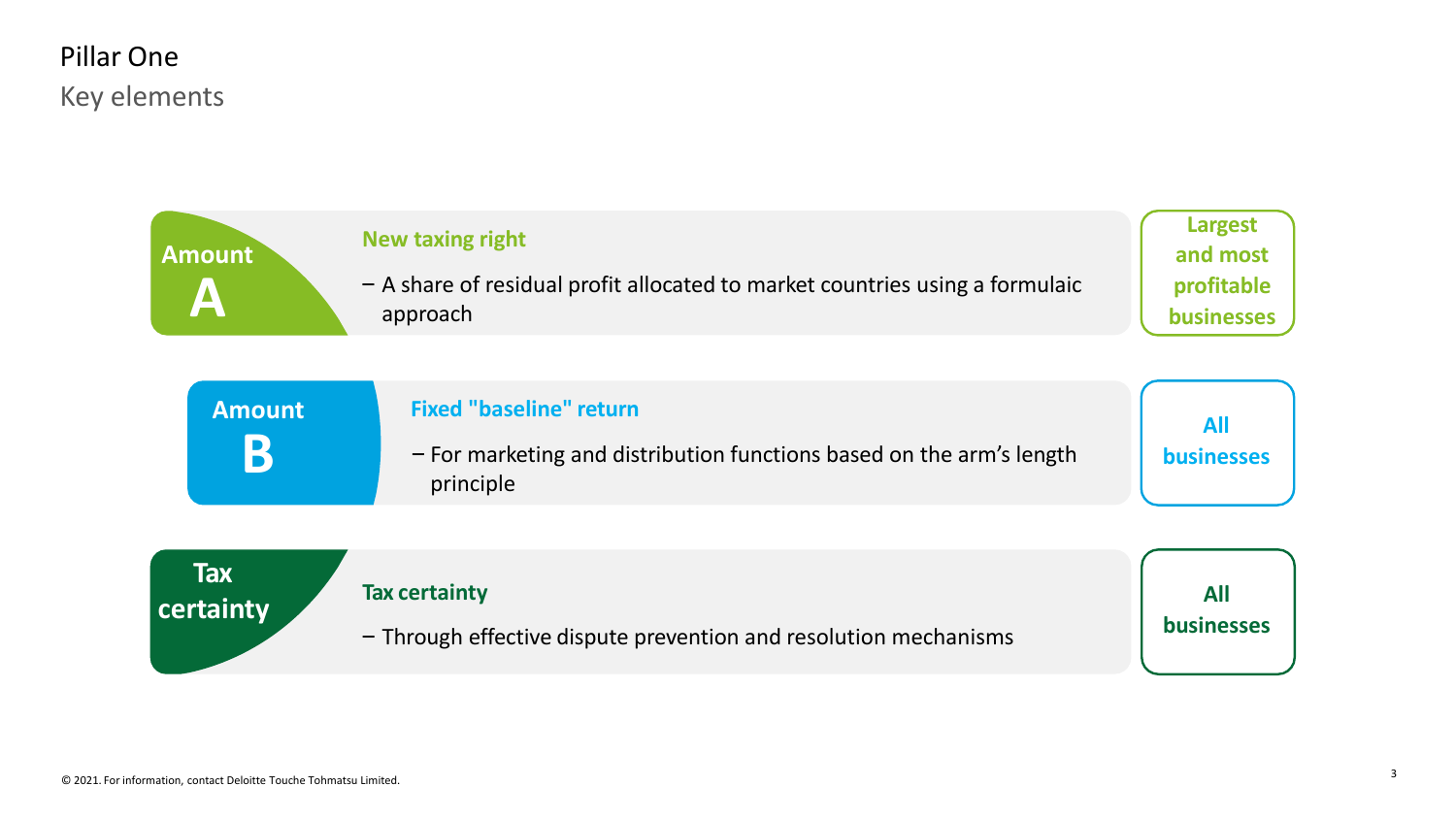# Pillar One

## Key elements

| | | Scope |
|---|---|---|
| **Amount A** | **New taxing right**<br>– A share of residual profit allocated to market countries using a formulaic approach | **Largest and most profitable businesses** |
| **Amount B** | **Fixed "baseline" return**<br>– For marketing and distribution functions based on the arm's length principle | **All businesses** |
| **Tax certainty** | **Tax certainty**<br>– Through effective dispute prevention and resolution mechanisms | **All businesses** |

© 2021. For information, contact Deloitte Touche Tohmatsu Limited.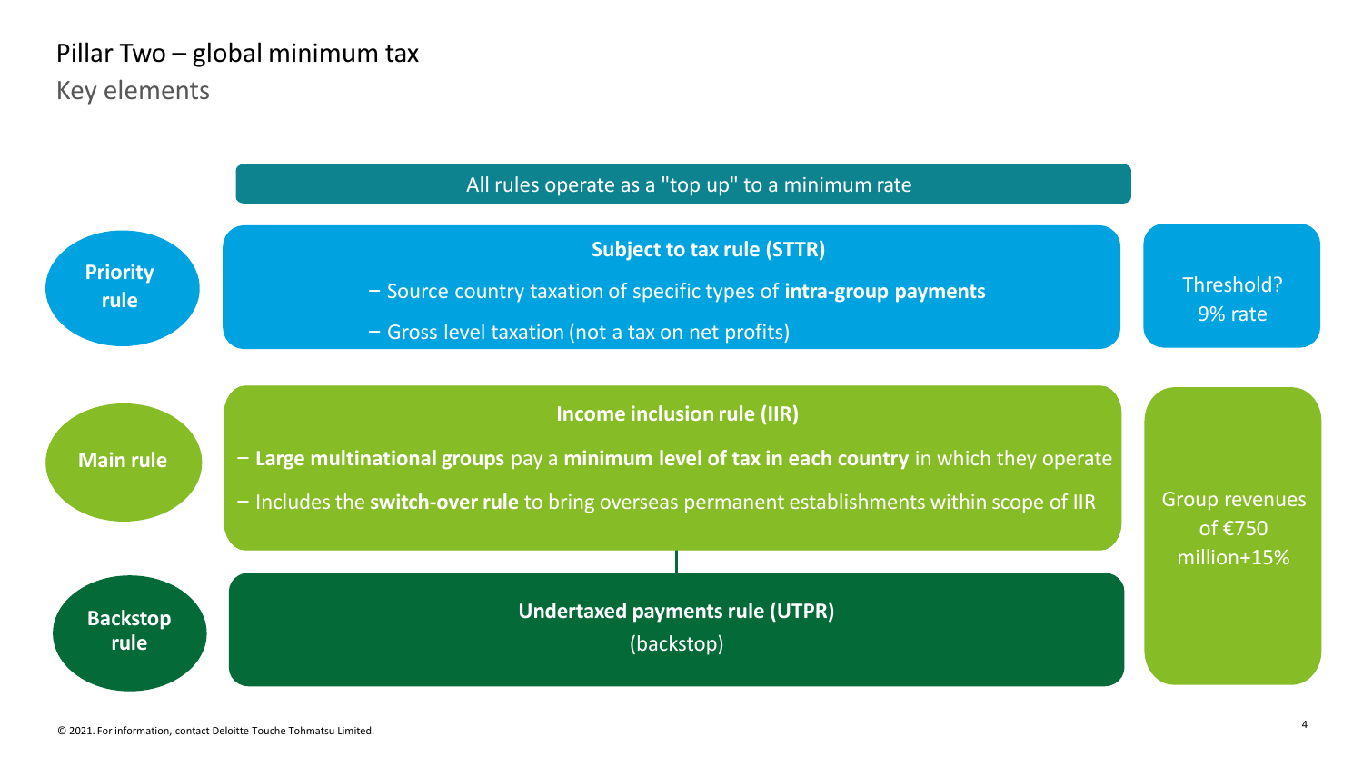# Pillar Two – global minimum tax

## Key elements

All rules operate as a "top up" to a minimum rate

**Priority rule**

**Subject to tax rule (STTR)**

- Source country taxation of specific types of **intra-group payments**
- Gross level taxation (not a tax on net profits)

Threshold?
9% rate

**Main rule**

**Income inclusion rule (IIR)**

- **Large multinational groups** pay a **minimum level of tax in each country** in which they operate
- Includes the **switch-over rule** to bring overseas permanent establishments within scope of IIR

**Backstop rule**

**Undertaxed payments rule (UTPR)**
(backstop)

Group revenues of €750 million+15%

© 2021. For information, contact Deloitte Touche Tohmatsu Limited.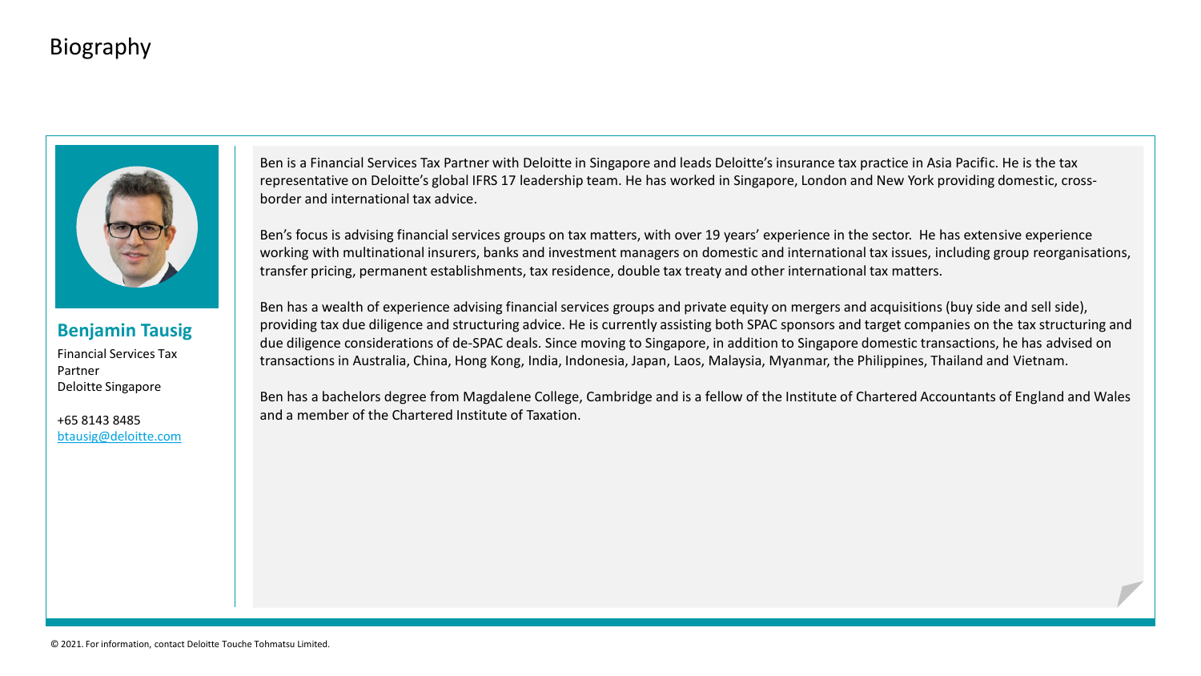# Biography

## Benjamin Tausig

Financial Services Tax Partner
Deloitte Singapore

+65 8143 8485
btausig@deloitte.com

Ben is a Financial Services Tax Partner with Deloitte in Singapore and leads Deloitte's insurance tax practice in Asia Pacific. He is the tax representative on Deloitte's global IFRS 17 leadership team. He has worked in Singapore, London and New York providing domestic, cross-border and international tax advice.

Ben's focus is advising financial services groups on tax matters, with over 19 years' experience in the sector. He has extensive experience working with multinational insurers, banks and investment managers on domestic and international tax issues, including group reorganisations, transfer pricing, permanent establishments, tax residence, double tax treaty and other international tax matters.

Ben has a wealth of experience advising financial services groups and private equity on mergers and acquisitions (buy side and sell side), providing tax due diligence and structuring advice. He is currently assisting both SPAC sponsors and target companies on the tax structuring and due diligence considerations of de-SPAC deals. Since moving to Singapore, in addition to Singapore domestic transactions, he has advised on transactions in Australia, China, Hong Kong, India, Indonesia, Japan, Laos, Malaysia, Myanmar, the Philippines, Thailand and Vietnam.

Ben has a bachelors degree from Magdalene College, Cambridge and is a fellow of the Institute of Chartered Accountants of England and Wales and a member of the Chartered Institute of Taxation.

© 2021. For information, contact Deloitte Touche Tohmatsu Limited.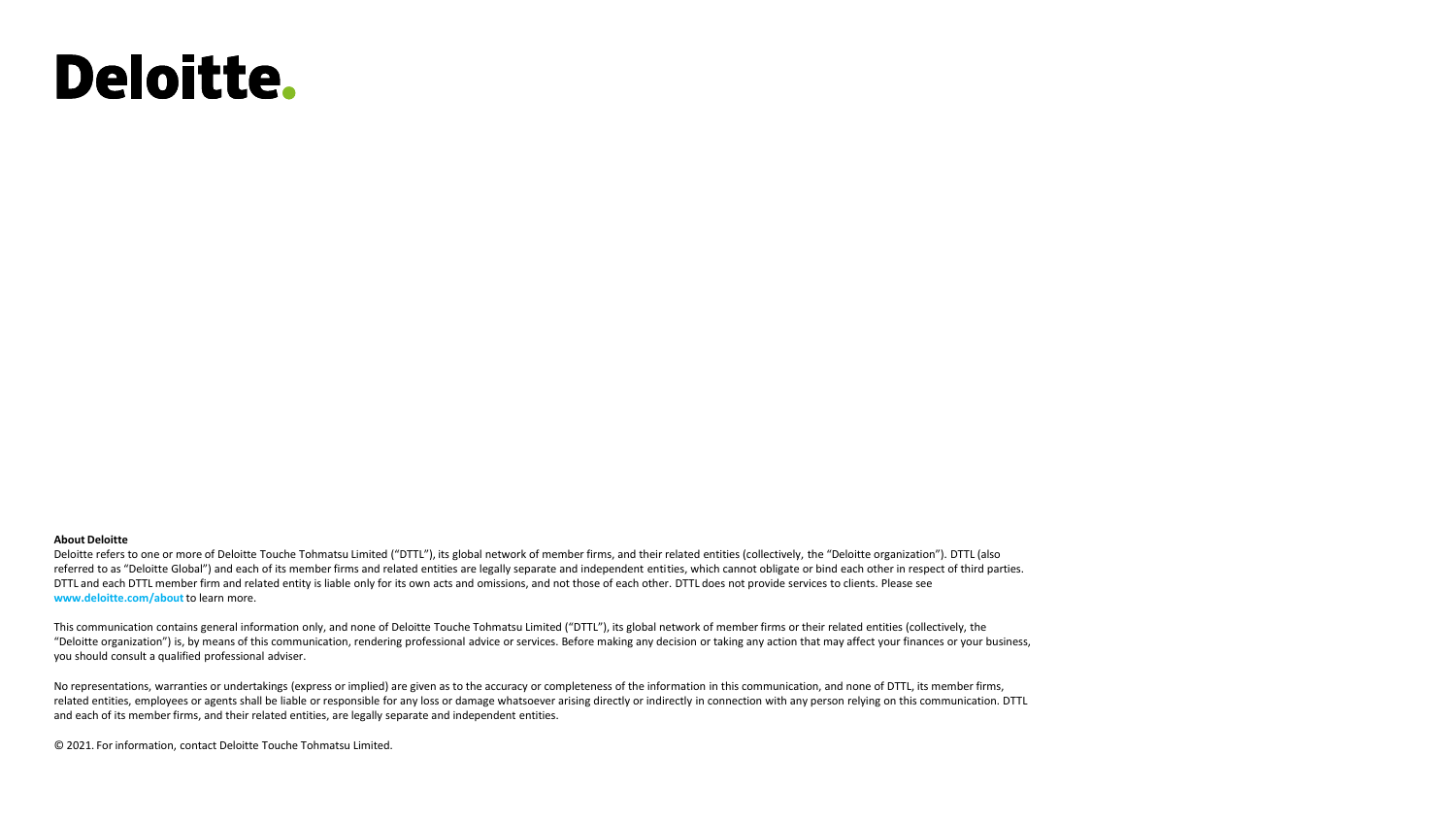# Deloitte.

**About Deloitte**

Deloitte refers to one or more of Deloitte Touche Tohmatsu Limited ("DTTL"), its global network of member firms, and their related entities (collectively, the "Deloitte organization"). DTTL (also referred to as "Deloitte Global") and each of its member firms and related entities are legally separate and independent entities, which cannot obligate or bind each other in respect of third parties. DTTL and each DTTL member firm and related entity is liable only for its own acts and omissions, and not those of each other. DTTL does not provide services to clients. Please see **www.deloitte.com/about** to learn more.

This communication contains general information only, and none of Deloitte Touche Tohmatsu Limited ("DTTL"), its global network of member firms or their related entities (collectively, the "Deloitte organization") is, by means of this communication, rendering professional advice or services. Before making any decision or taking any action that may affect your finances or your business, you should consult a qualified professional adviser.

No representations, warranties or undertakings (express or implied) are given as to the accuracy or completeness of the information in this communication, and none of DTTL, its member firms, related entities, employees or agents shall be liable or responsible for any loss or damage whatsoever arising directly or indirectly in connection with any person relying on this communication. DTTL and each of its member firms, and their related entities, are legally separate and independent entities.

© 2021. For information, contact Deloitte Touche Tohmatsu Limited.